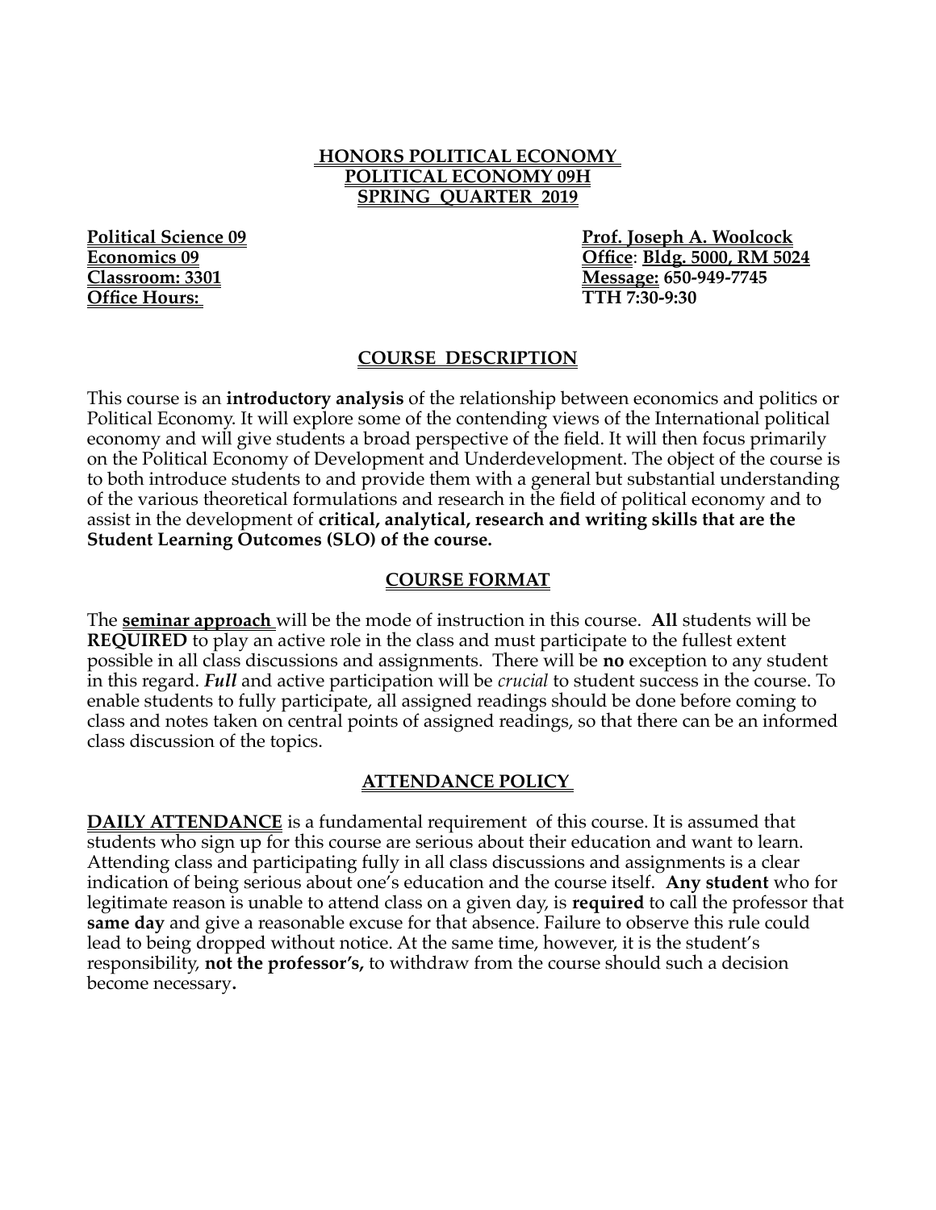# HONORS POLITICAL ECONOMY
## POLITICAL ECONOMY 09H
## SPRING QUARTER 2019

**Political Science 09**
**Economics 09**
**Classroom: 3301**
**Office Hours:**

**Prof. Joseph A. Woolcock**
**Office: Bldg. 5000, RM 5024**
**Message: 650-949-7745**
**TTH 7:30-9:30**

## COURSE DESCRIPTION

This course is an **introductory analysis** of the relationship between economics and politics or Political Economy. It will explore some of the contending views of the International political economy and will give students a broad perspective of the field. It will then focus primarily on the Political Economy of Development and Underdevelopment. The object of the course is to both introduce students to and provide them with a general but substantial understanding of the various theoretical formulations and research in the field of political economy and to assist in the development of **critical, analytical, research and writing skills that are the Student Learning Outcomes (SLO) of the course.**

## COURSE FORMAT

The **seminar approach** will be the mode of instruction in this course. **All** students will be **REQUIRED** to play an active role in the class and must participate to the fullest extent possible in all class discussions and assignments. There will be **no** exception to any student in this regard. ***Full*** and active participation will be *crucial* to student success in the course. To enable students to fully participate, all assigned readings should be done before coming to class and notes taken on central points of assigned readings, so that there can be an informed class discussion of the topics.

## ATTENDANCE POLICY

**DAILY ATTENDANCE** is a fundamental requirement of this course. It is assumed that students who sign up for this course are serious about their education and want to learn. Attending class and participating fully in all class discussions and assignments is a clear indication of being serious about one's education and the course itself. **Any student** who for legitimate reason is unable to attend class on a given day, is **required** to call the professor that **same day** and give a reasonable excuse for that absence. Failure to observe this rule could lead to being dropped without notice. At the same time, however, it is the student's responsibility, **not the professor's,** to withdraw from the course should such a decision become necessary**.**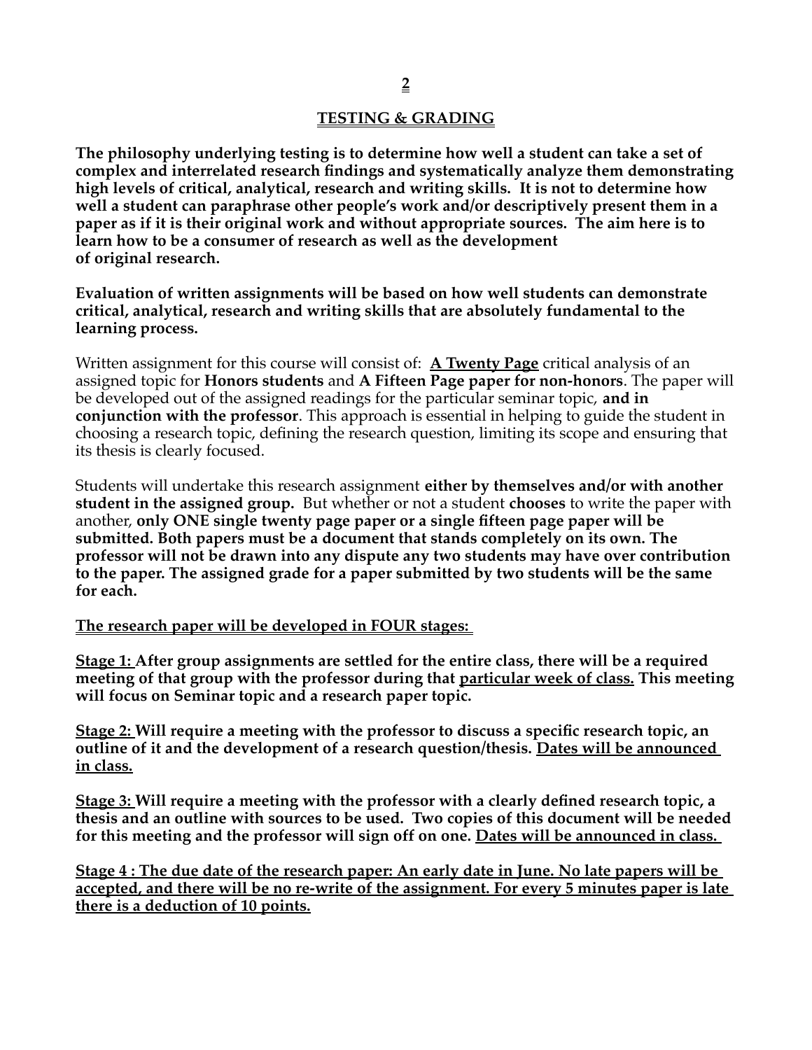## TESTING & GRADING

**The philosophy underlying testing is to determine how well a student can take a set of complex and interrelated research findings and systematically analyze them demonstrating high levels of critical, analytical, research and writing skills. It is not to determine how well a student can paraphrase other people's work and/or descriptively present them in a paper as if it is their original work and without appropriate sources. The aim here is to learn how to be a consumer of research as well as the development of original research.**

**Evaluation of written assignments will be based on how well students can demonstrate critical, analytical, research and writing skills that are absolutely fundamental to the learning process.**

Written assignment for this course will consist of: **A Twenty Page** critical analysis of an assigned topic for **Honors students** and **A Fifteen Page paper for non-honors**. The paper will be developed out of the assigned readings for the particular seminar topic, **and in conjunction with the professor**. This approach is essential in helping to guide the student in choosing a research topic, defining the research question, limiting its scope and ensuring that its thesis is clearly focused.

Students will undertake this research assignment **either by themselves and/or with another student in the assigned group.** But whether or not a student **chooses** to write the paper with another, **only ONE single twenty page paper or a single fifteen page paper will be submitted. Both papers must be a document that stands completely on its own. The professor will not be drawn into any dispute any two students may have over contribution to the paper. The assigned grade for a paper submitted by two students will be the same for each.**

**The research paper will be developed in FOUR stages:**

**Stage 1: After group assignments are settled for the entire class, there will be a required meeting of that group with the professor during that particular week of class. This meeting will focus on Seminar topic and a research paper topic.**

**Stage 2: Will require a meeting with the professor to discuss a specific research topic, an outline of it and the development of a research question/thesis. Dates will be announced in class.**

**Stage 3: Will require a meeting with the professor with a clearly defined research topic, a thesis and an outline with sources to be used. Two copies of this document will be needed for this meeting and the professor will sign off on one. Dates will be announced in class.**

**Stage 4 : The due date of the research paper: An early date in June. No late papers will be accepted, and there will be no re-write of the assignment. For every 5 minutes paper is late there is a deduction of 10 points.**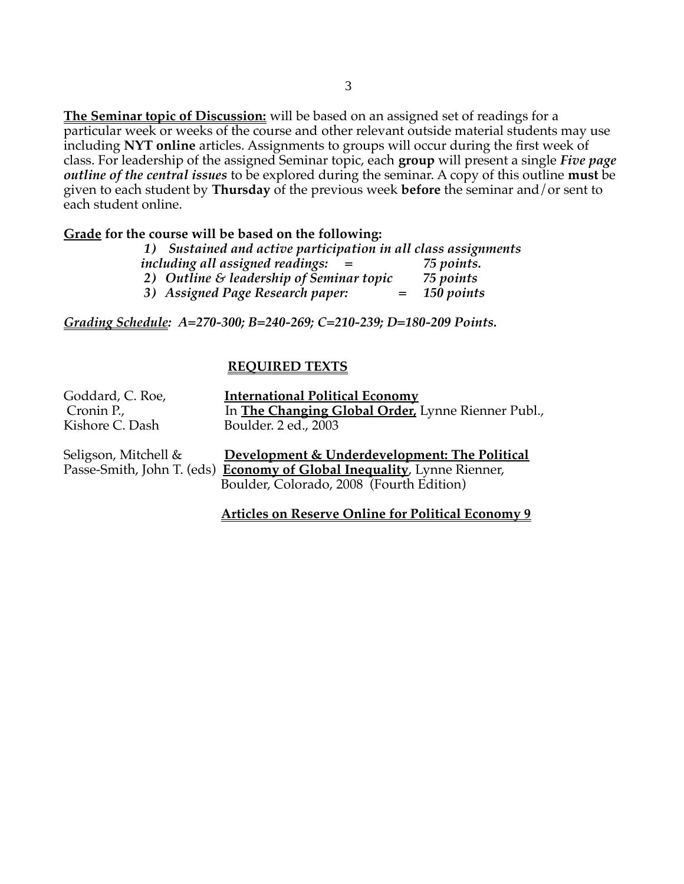**The Seminar topic of Discussion:** will be based on an assigned set of readings for a particular week or weeks of the course and other relevant outside material students may use including **NYT online** articles. Assignments to groups will occur during the first week of class. For leadership of the assigned Seminar topic, each **group** will present a single ***Five page outline of the central issues*** to be explored during the seminar. A copy of this outline **must** be given to each student by **Thursday** of the previous week **before** the seminar and/or sent to each student online.

**Grade for the course will be based on the following:**

*1) Sustained and active participation in all class assignments including all assigned readings: = 75 points.*
*2) Outline & leadership of Seminar topic 75 points*
*3) Assigned Page Research paper: = 150 points*

***Grading Schedule:* *A=270-300; B=240-269; C=210-239; D=180-209 Points.***

## REQUIRED TEXTS

Goddard, C. Roe, Cronin P., Kishore C. Dash — **International Political Economy** In **The Changing Global Order,** Lynne Rienner Publ., Boulder. 2 ed., 2003

Seligson, Mitchell & Passe-Smith, John T. (eds) **Development & Underdevelopment: The Political Economy of Global Inequality**, Lynne Rienner, Boulder, Colorado, 2008 (Fourth Edition)

**Articles on Reserve Online for Political Economy 9**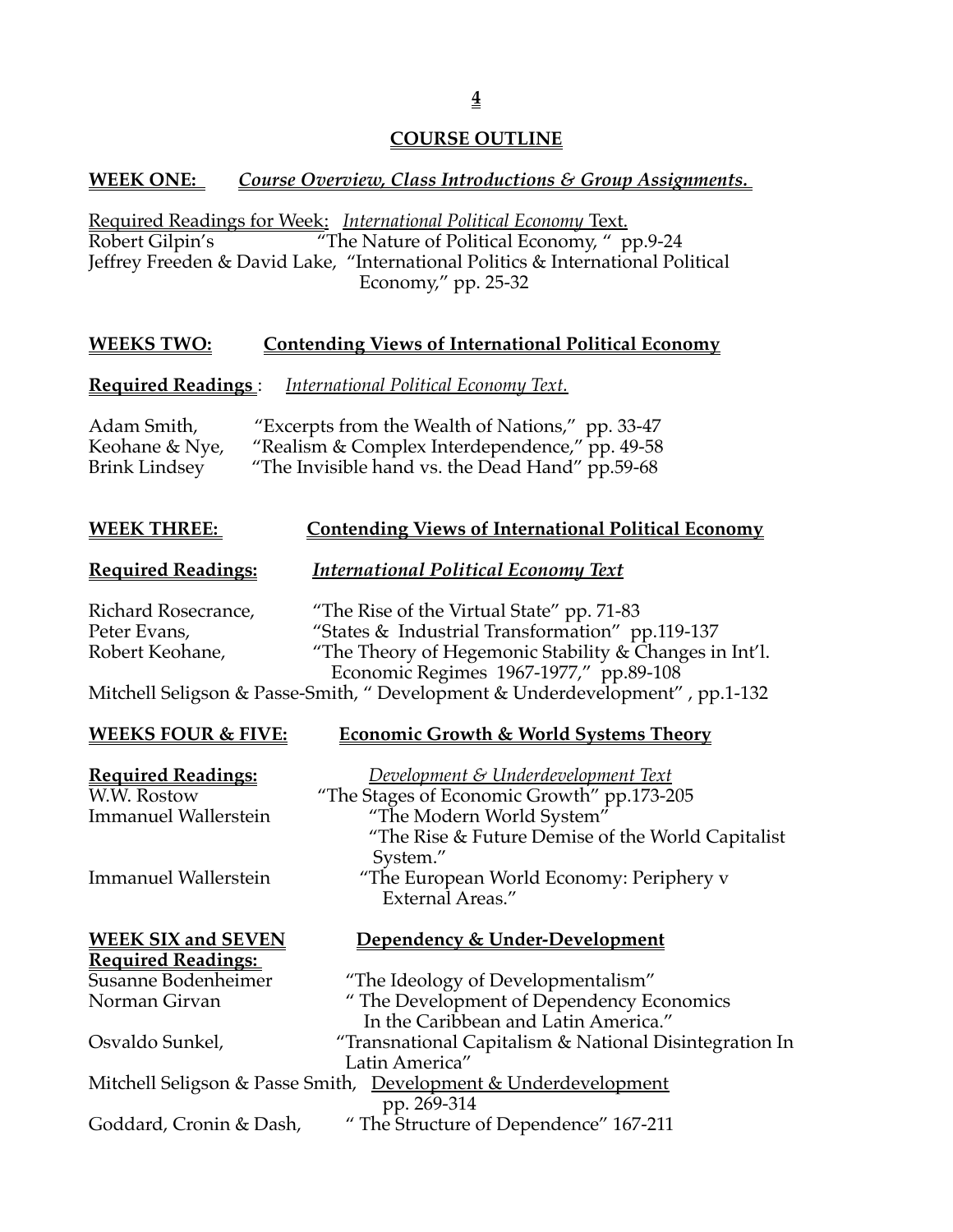## COURSE OUTLINE

**WEEK ONE:** ***Course Overview, Class Introductions & Group Assignments.***

Required Readings for Week: *International Political Economy* Text.
Robert Gilpin's "The Nature of Political Economy, " pp.9-24
Jeffrey Freeden & David Lake, "International Politics & International Political Economy," pp. 25-32

**WEEKS TWO: Contending Views of International Political Economy**

**Required Readings** : *International Political Economy Text.*

Adam Smith, "Excerpts from the Wealth of Nations," pp. 33-47
Keohane & Nye, "Realism & Complex Interdependence," pp. 49-58
Brink Lindsey "The Invisible hand vs. the Dead Hand" pp.59-68

**WEEK THREE: Contending Views of International Political Economy**

**Required Readings:** ***International Political Economy Text***

Richard Rosecrance, "The Rise of the Virtual State" pp. 71-83
Peter Evans, "States & Industrial Transformation" pp.119-137
Robert Keohane, "The Theory of Hegemonic Stability & Changes in Int'l. Economic Regimes 1967-1977," pp.89-108
Mitchell Seligson & Passe-Smith, " Development & Underdevelopment" , pp.1-132

**WEEKS FOUR & FIVE: Economic Growth & World Systems Theory**

**Required Readings:** *Development & Underdevelopment Text*
W.W. Rostow "The Stages of Economic Growth" pp.173-205
Immanuel Wallerstein "The Modern World System"
"The Rise & Future Demise of the World Capitalist System."
Immanuel Wallerstein "The European World Economy: Periphery v External Areas."

**WEEK SIX and SEVEN Dependency & Under-Development**
**Required Readings:**
Susanne Bodenheimer "The Ideology of Developmentalism"
Norman Girvan " The Development of Dependency Economics In the Caribbean and Latin America."
Osvaldo Sunkel, "Transnational Capitalism & National Disintegration In Latin America"
Mitchell Seligson & Passe Smith, Development & Underdevelopment pp. 269-314
Goddard, Cronin & Dash, " The Structure of Dependence" 167-211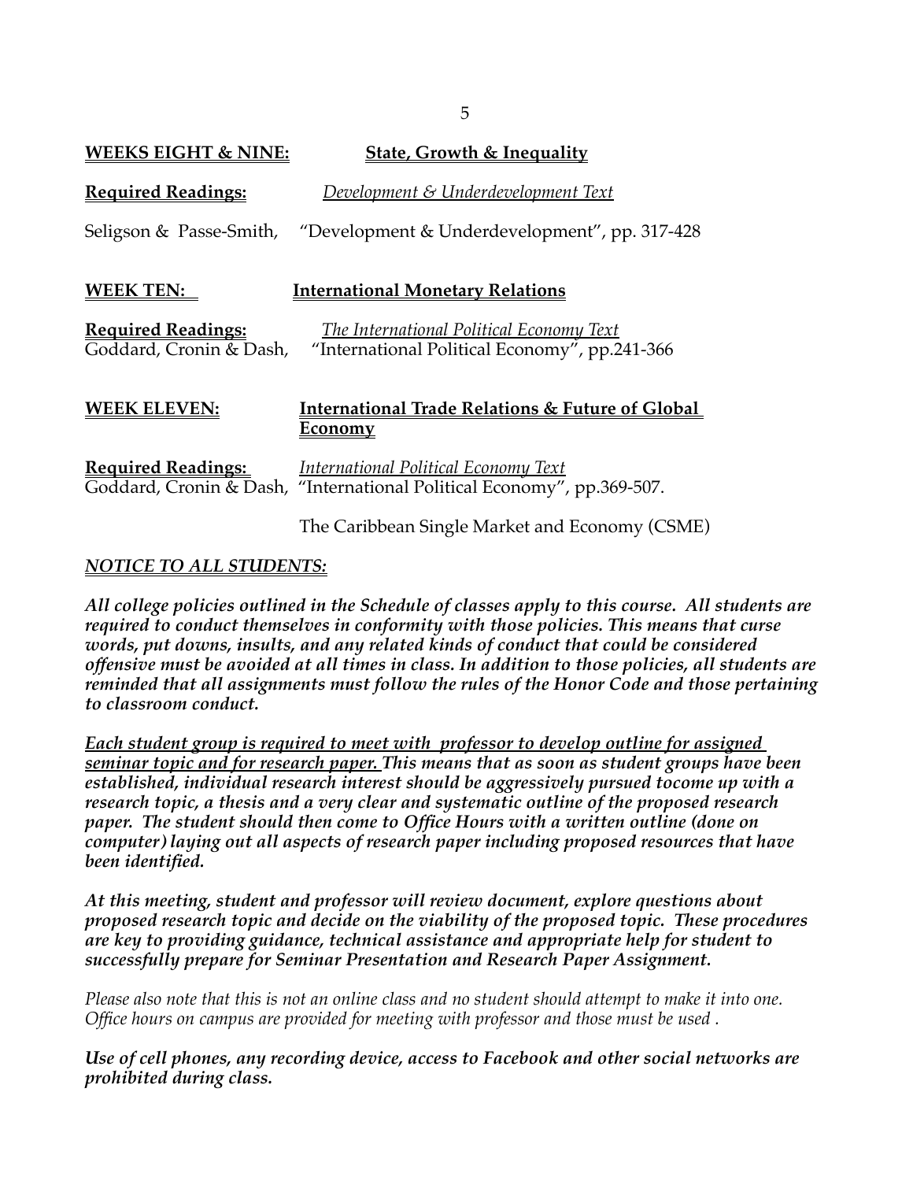**WEEKS EIGHT & NINE:** **State, Growth & Inequality**

**Required Readings:** *Development & Underdevelopment Text*

Seligson & Passe-Smith, "Development & Underdevelopment", pp. 317-428

**WEEK TEN:** **International Monetary Relations**

**Required Readings:** *The International Political Economy Text*
Goddard, Cronin & Dash, "International Political Economy", pp.241-366

**WEEK ELEVEN:** **International Trade Relations & Future of Global Economy**

**Required Readings:** *International Political Economy Text*
Goddard, Cronin & Dash, "International Political Economy", pp.369-507.

The Caribbean Single Market and Economy (CSME)

***NOTICE TO ALL STUDENTS:***

***All college policies outlined in the Schedule of classes apply to this course. All students are required to conduct themselves in conformity with those policies. This means that curse words, put downs, insults, and any related kinds of conduct that could be considered offensive must be avoided at all times in class. In addition to those policies, all students are reminded that all assignments must follow the rules of the Honor Code and those pertaining to classroom conduct.***

***Each student group is required to meet with professor to develop outline for assigned seminar topic and for research paper.*** ***This means that as soon as student groups have been established, individual research interest should be aggressively pursued tocome up with a research topic, a thesis and a very clear and systematic outline of the proposed research paper. The student should then come to Office Hours with a written outline (done on computer) laying out all aspects of research paper including proposed resources that have been identified.***

***At this meeting, student and professor will review document, explore questions about proposed research topic and decide on the viability of the proposed topic. These procedures are key to providing guidance, technical assistance and appropriate help for student to successfully prepare for Seminar Presentation and Research Paper Assignment.***

*Please also note that this is not an online class and no student should attempt to make it into one. Office hours on campus are provided for meeting with professor and those must be used .*

***Use of cell phones, any recording device, access to Facebook and other social networks are prohibited during class.***